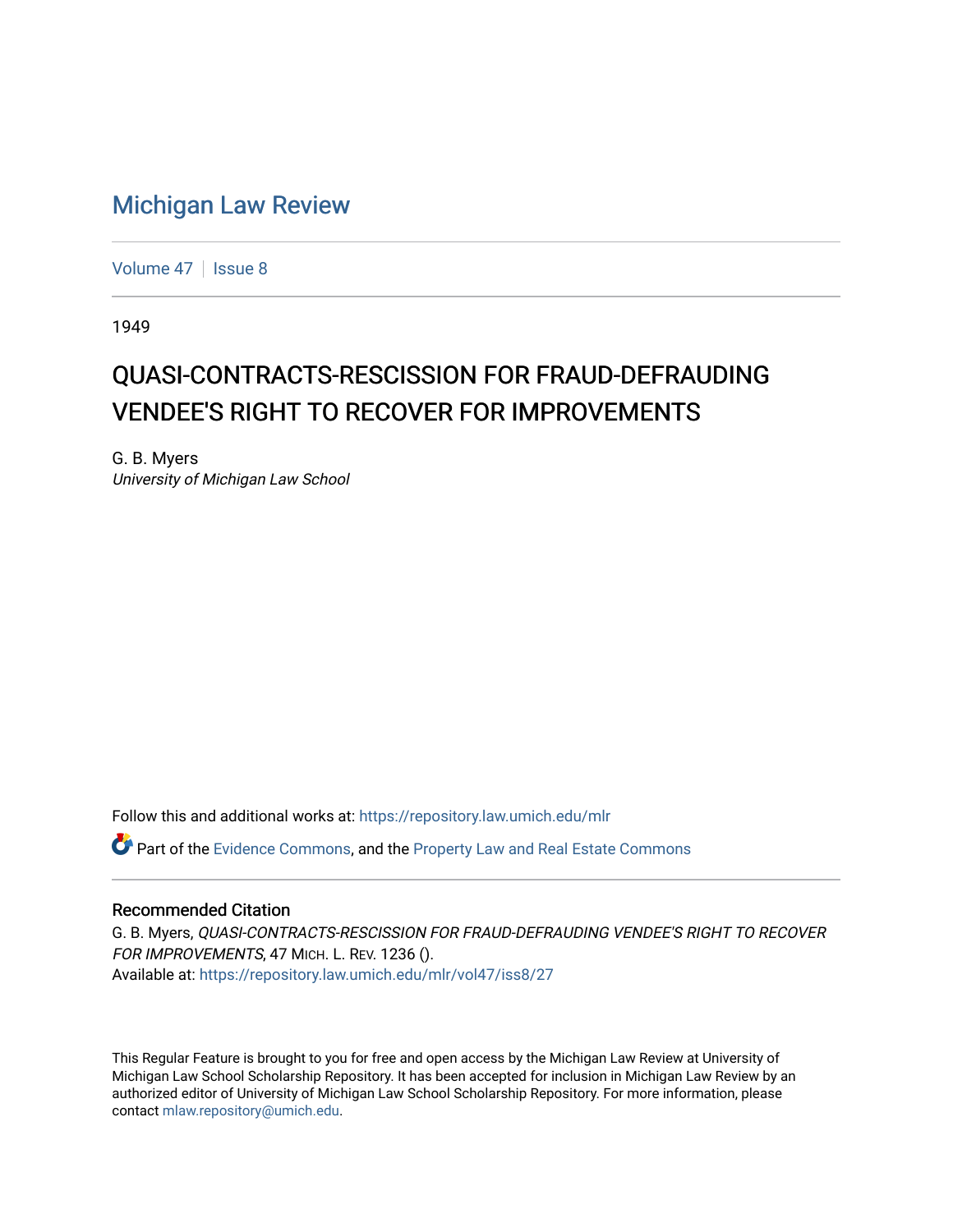# Michigan Law Review

Volume 47 | Issue 8

1949

## QUASI-CONTRACTS-RESCISSION FOR FRAUD-DEFRAUDING VENDEE'S RIGHT TO RECOVER FOR IMPROVEMENTS

G. B. Myers
*University of Michigan Law School*

Follow this and additional works at: https://repository.law.umich.edu/mlr

Part of the Evidence Commons, and the Property Law and Real Estate Commons

### Recommended Citation

G. B. Myers, *QUASI-CONTRACTS-RESCISSION FOR FRAUD-DEFRAUDING VENDEE'S RIGHT TO RECOVER FOR IMPROVEMENTS*, 47 MICH. L. REV. 1236 ().
Available at: https://repository.law.umich.edu/mlr/vol47/iss8/27

This Regular Feature is brought to you for free and open access by the Michigan Law Review at University of Michigan Law School Scholarship Repository. It has been accepted for inclusion in Michigan Law Review by an authorized editor of University of Michigan Law School Scholarship Repository. For more information, please contact mlaw.repository@umich.edu.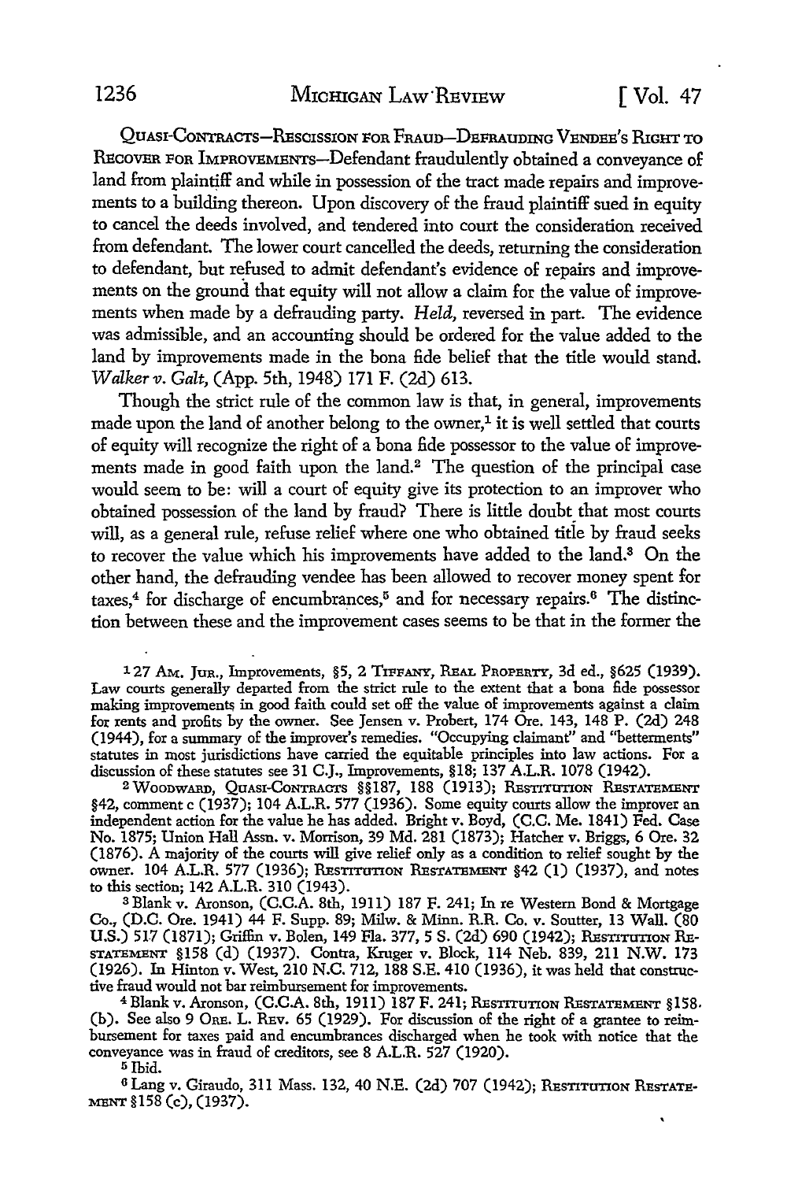QUASI-CONTRACTS—RESCISSION FOR FRAUD—DEFRAUDING VENDEE'S RIGHT TO RECOVER FOR IMPROVEMENTS—Defendant fraudulently obtained a conveyance of land from plaintiff and while in possession of the tract made repairs and improvements to a building thereon. Upon discovery of the fraud plaintiff sued in equity to cancel the deeds involved, and tendered into court the consideration received from defendant. The lower court cancelled the deeds, returning the consideration to defendant, but refused to admit defendant's evidence of repairs and improvements on the ground that equity will not allow a claim for the value of improvements when made by a defrauding party. *Held*, reversed in part. The evidence was admissible, and an accounting should be ordered for the value added to the land by improvements made in the bona fide belief that the title would stand. *Walker v. Galt*, (App. 5th, 1948) 171 F. (2d) 613.

Though the strict rule of the common law is that, in general, improvements made upon the land of another belong to the owner,[1] it is well settled that courts of equity will recognize the right of a bona fide possessor to the value of improvements made in good faith upon the land.[2] The question of the principal case would seem to be: will a court of equity give its protection to an improver who obtained possession of the land by fraud? There is little doubt that most courts will, as a general rule, refuse relief where one who obtained title by fraud seeks to recover the value which his improvements have added to the land.[3] On the other hand, the defrauding vendee has been allowed to recover money spent for taxes,[4] for discharge of encumbrances,[5] and for necessary repairs.[6] The distinction between these and the improvement cases seems to be that in the former the

---

[1] 27 AM. JUR., Improvements, §5, 2 TIFFANY, REAL PROPERTY, 3d ed., §625 (1939). Law courts generally departed from the strict rule to the extent that a bona fide possessor making improvements in good faith could set off the value of improvements against a claim for rents and profits by the owner. See Jensen v. Probert, 174 Ore. 143, 148 P. (2d) 248 (1944), for a summary of the improver's remedies. "Occupying claimant" and "betterments" statutes in most jurisdictions have carried the equitable principles into law actions. For a discussion of these statutes see 31 C.J., Improvements, §18; 137 A.L.R. 1078 (1942).

[2] WOODWARD, QUASI-CONTRACTS §§187, 188 (1913); RESTITUTION RESTATEMENT §42, comment c (1937); 104 A.L.R. 577 (1936). Some equity courts allow the improver an independent action for the value he has added. Bright v. Boyd, (C.C. Me. 1841) Fed. Case No. 1875; Union Hall Assn. v. Morrison, 39 Md. 281 (1873); Hatcher v. Briggs, 6 Ore. 32 (1876). A majority of the courts will give relief only as a condition to relief sought by the owner. 104 A.L.R. 577 (1936); RESTITUTION RESTATEMENT §42 (1) (1937), and notes to this section; 142 A.L.R. 310 (1943).

[3] Blank v. Aronson, (C.C.A. 8th, 1911) 187 F. 241; In re Western Bond & Mortgage Co., (D.C. Ore. 1941) 44 F. Supp. 89; Milw. & Minn. R.R. Co. v. Soutter, 13 Wall. (80 U.S.) 517 (1871); Griffin v. Bolen, 149 Fla. 377, 5 S. (2d) 690 (1942); RESTITUTION RESTATEMENT §158 (d) (1937). Contra, Kruger v. Block, 114 Neb. 839, 211 N.W. 173 (1926). In Hinton v. West, 210 N.C. 712, 188 S.E. 410 (1936), it was held that constructive fraud would not bar reimbursement for improvements.

[4] Blank v. Aronson, (C.C.A. 8th, 1911) 187 F. 241; RESTITUTION RESTATEMENT §158 (b). See also 9 ORE. L. REV. 65 (1929). For discussion of the right of a grantee to reimbursement for taxes paid and encumbrances discharged when he took with notice that the conveyance was in fraud of creditors, see 8 A.L.R. 527 (1920).

[5] Ibid.

[6] Lang v. Giraudo, 311 Mass. 132, 40 N.E. (2d) 707 (1942); RESTITUTION RESTATEMENT §158 (c), (1937).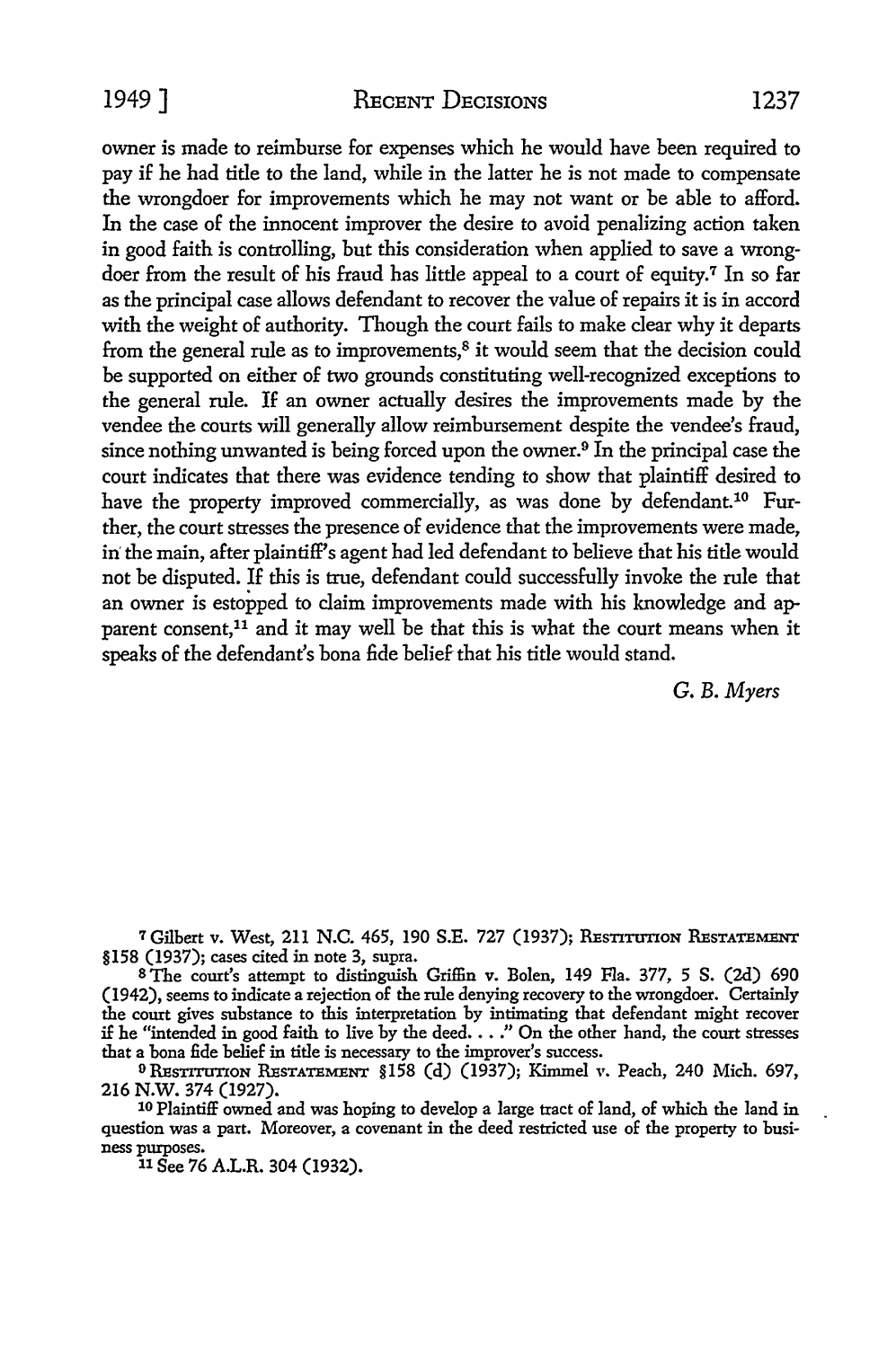owner is made to reimburse for expenses which he would have been required to pay if he had title to the land, while in the latter he is not made to compensate the wrongdoer for improvements which he may not want or be able to afford. In the case of the innocent improver the desire to avoid penalizing action taken in good faith is controlling, but this consideration when applied to save a wrongdoer from the result of his fraud has little appeal to a court of equity.[7] In so far as the principal case allows defendant to recover the value of repairs it is in accord with the weight of authority. Though the court fails to make clear why it departs from the general rule as to improvements,[8] it would seem that the decision could be supported on either of two grounds constituting well-recognized exceptions to the general rule. If an owner actually desires the improvements made by the vendee the courts will generally allow reimbursement despite the vendee's fraud, since nothing unwanted is being forced upon the owner.[9] In the principal case the court indicates that there was evidence tending to show that plaintiff desired to have the property improved commercially, as was done by defendant.[10] Further, the court stresses the presence of evidence that the improvements were made, in the main, after plaintiff's agent had led defendant to believe that his title would not be disputed. If this is true, defendant could successfully invoke the rule that an owner is estopped to claim improvements made with his knowledge and apparent consent,[11] and it may well be that this is what the court means when it speaks of the defendant's bona fide belief that his title would stand.

*G. B. Myers*

---

[7] Gilbert v. West, 211 N.C. 465, 190 S.E. 727 (1937); RESTITUTION RESTATEMENT §158 (1937); cases cited in note 3, supra.

[8] The court's attempt to distinguish Griffin v. Bolen, 149 Fla. 377, 5 S. (2d) 690 (1942), seems to indicate a rejection of the rule denying recovery to the wrongdoer. Certainly the court gives substance to this interpretation by intimating that defendant might recover if he "intended in good faith to live by the deed. . . ." On the other hand, the court stresses that a bona fide belief in title is necessary to the improver's success.

[9] RESTITUTION RESTATEMENT §158 (d) (1937); Kimmel v. Peach, 240 Mich. 697, 216 N.W. 374 (1927).

[10] Plaintiff owned and was hoping to develop a large tract of land, of which the land in question was a part. Moreover, a covenant in the deed restricted use of the property to business purposes.

[11] See 76 A.L.R. 304 (1932).